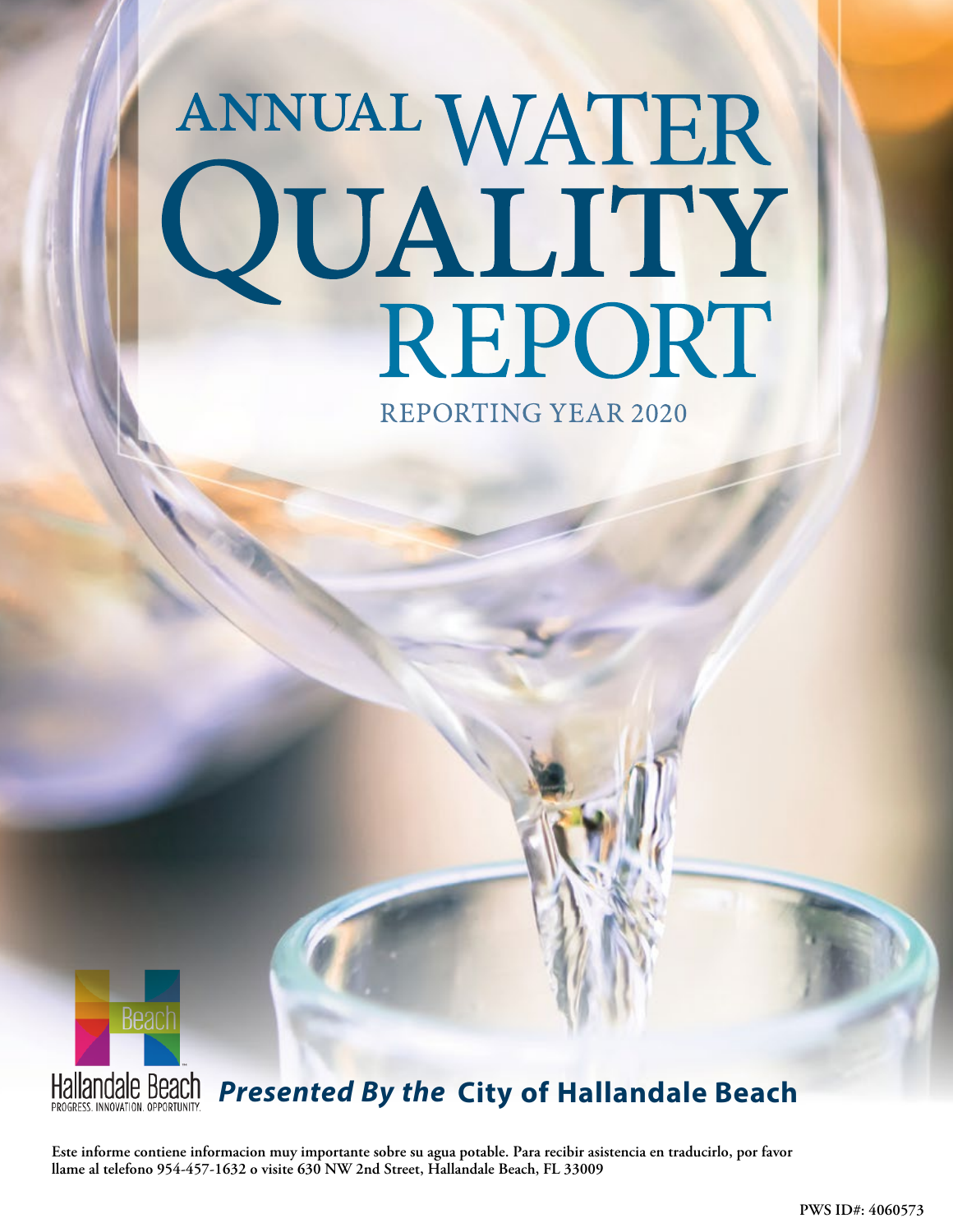# ANNUAL WATER QUALITY REPORT

REPORTING YEAR 2020

Hallandale Beach
PROGRESS. INNOVATION. OPPORTUNITY.

***Presented By the* City of Hallandale Beach**

**Este informe contiene informacion muy importante sobre su agua potable. Para recibir asistencia en traducirlo, por favor llame al telefono 954-457-1632 o visite 630 NW 2nd Street, Hallandale Beach, FL 33009**

**PWS ID#: 4060573**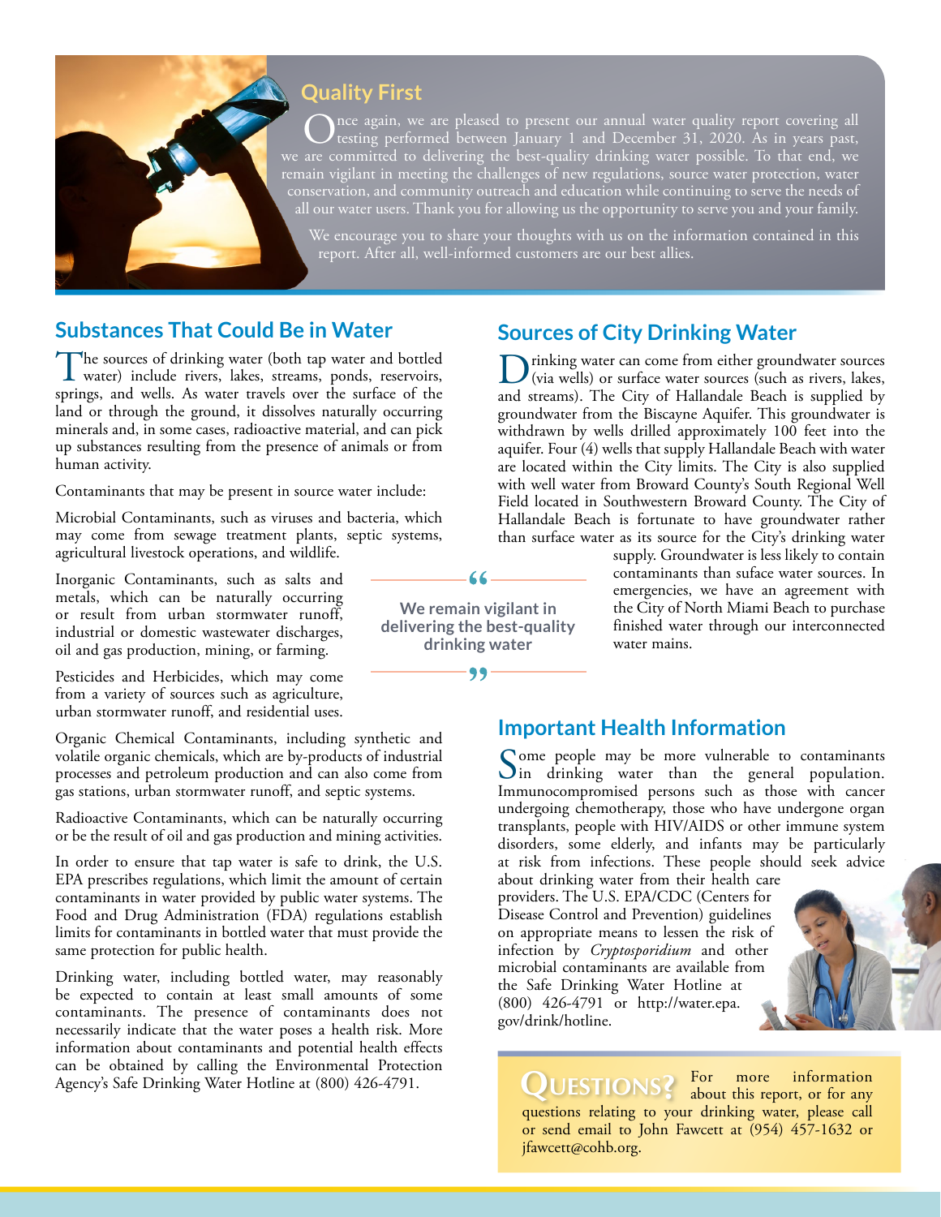## Quality First

Once again, we are pleased to present our annual water quality report covering all testing performed between January 1 and December 31, 2020. As in years past, we are committed to delivering the best-quality drinking water possible. To that end, we remain vigilant in meeting the challenges of new regulations, source water protection, water conservation, and community outreach and education while continuing to serve the needs of all our water users. Thank you for allowing us the opportunity to serve you and your family.

We encourage you to share your thoughts with us on the information contained in this report. After all, well-informed customers are our best allies.

## Substances That Could Be in Water

The sources of drinking water (both tap water and bottled water) include rivers, lakes, streams, ponds, reservoirs, springs, and wells. As water travels over the surface of the land or through the ground, it dissolves naturally occurring minerals and, in some cases, radioactive material, and can pick up substances resulting from the presence of animals or from human activity.

Contaminants that may be present in source water include:

Microbial Contaminants, such as viruses and bacteria, which may come from sewage treatment plants, septic systems, agricultural livestock operations, and wildlife.

Inorganic Contaminants, such as salts and metals, which can be naturally occurring or result from urban stormwater runoff, industrial or domestic wastewater discharges, oil and gas production, mining, or farming.

Pesticides and Herbicides, which may come from a variety of sources such as agriculture, urban stormwater runoff, and residential uses.

Organic Chemical Contaminants, including synthetic and volatile organic chemicals, which are by-products of industrial processes and petroleum production and can also come from gas stations, urban stormwater runoff, and septic systems.

Radioactive Contaminants, which can be naturally occurring or be the result of oil and gas production and mining activities.

In order to ensure that tap water is safe to drink, the U.S. EPA prescribes regulations, which limit the amount of certain contaminants in water provided by public water systems. The Food and Drug Administration (FDA) regulations establish limits for contaminants in bottled water that must provide the same protection for public health.

Drinking water, including bottled water, may reasonably be expected to contain at least small amounts of some contaminants. The presence of contaminants does not necessarily indicate that the water poses a health risk. More information about contaminants and potential health effects can be obtained by calling the Environmental Protection Agency's Safe Drinking Water Hotline at (800) 426-4791.

> "We remain vigilant in delivering the best-quality drinking water"

## Sources of City Drinking Water

Drinking water can come from either groundwater sources (via wells) or surface water sources (such as rivers, lakes, and streams). The City of Hallandale Beach is supplied by groundwater from the Biscayne Aquifer. This groundwater is withdrawn by wells drilled approximately 100 feet into the aquifer. Four (4) wells that supply Hallandale Beach with water are located within the City limits. The City is also supplied with well water from Broward County's South Regional Well Field located in Southwestern Broward County. The City of Hallandale Beach is fortunate to have groundwater rather than surface water as its source for the City's drinking water supply. Groundwater is less likely to contain contaminants than suface water sources. In emergencies, we have an agreement with the City of North Miami Beach to purchase finished water through our interconnected water mains.

## Important Health Information

Some people may be more vulnerable to contaminants in drinking water than the general population. Immunocompromised persons such as those with cancer undergoing chemotherapy, those who have undergone organ transplants, people with HIV/AIDS or other immune system disorders, some elderly, and infants may be particularly at risk from infections. These people should seek advice about drinking water from their health care providers. The U.S. EPA/CDC (Centers for Disease Control and Prevention) guidelines on appropriate means to lessen the risk of infection by *Cryptosporidium* and other microbial contaminants are available from the Safe Drinking Water Hotline at (800) 426-4791 or http://water.epa.gov/drink/hotline.

**QUESTIONS?** For more information about this report, or for any questions relating to your drinking water, please call or send email to John Fawcett at (954) 457-1632 or jfawcett@cohb.org.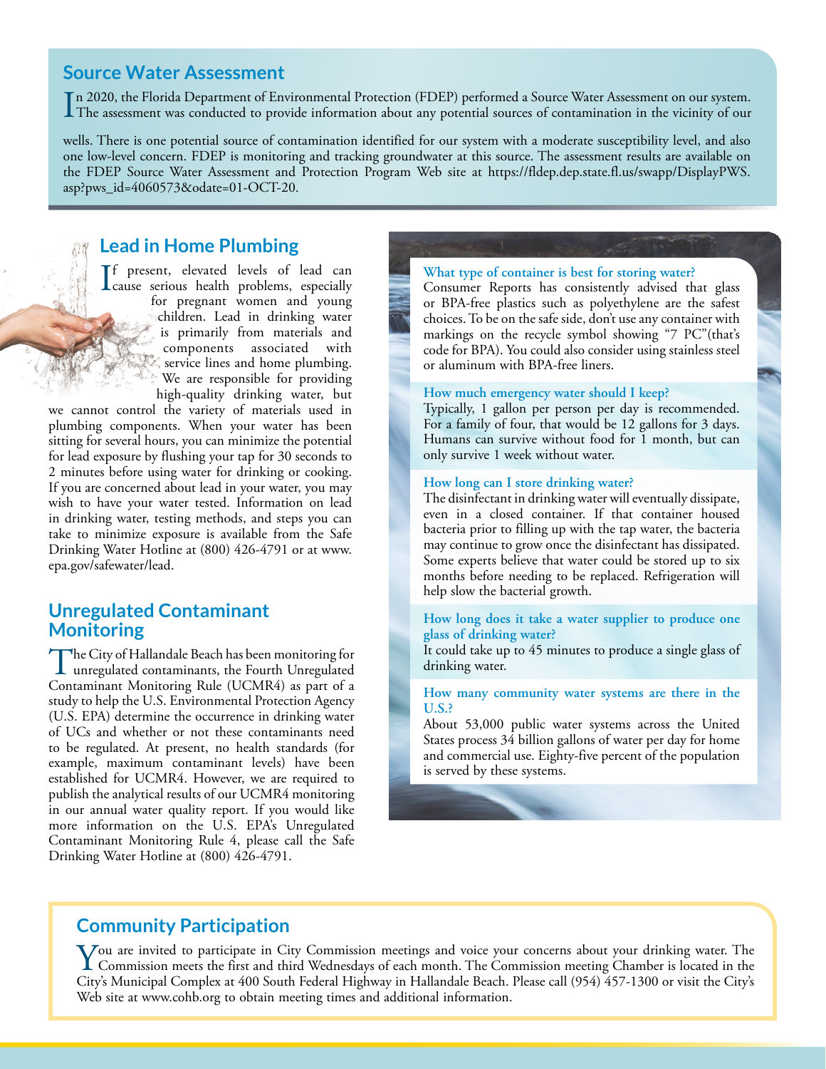## Source Water Assessment

In 2020, the Florida Department of Environmental Protection (FDEP) performed a Source Water Assessment on our system. The assessment was conducted to provide information about any potential sources of contamination in the vicinity of our wells. There is one potential source of contamination identified for our system with a moderate susceptibility level, and also one low-level concern. FDEP is monitoring and tracking groundwater at this source. The assessment results are available on the FDEP Source Water Assessment and Protection Program Web site at https://fldep.dep.state.fl.us/swapp/DisplayPWS.asp?pws_id=4060573&odate=01-OCT-20.

## Lead in Home Plumbing

If present, elevated levels of lead can cause serious health problems, especially for pregnant women and young children. Lead in drinking water is primarily from materials and components associated with service lines and home plumbing. We are responsible for providing high-quality drinking water, but we cannot control the variety of materials used in plumbing components. When your water has been sitting for several hours, you can minimize the potential for lead exposure by flushing your tap for 30 seconds to 2 minutes before using water for drinking or cooking. If you are concerned about lead in your water, you may wish to have your water tested. Information on lead in drinking water, testing methods, and steps you can take to minimize exposure is available from the Safe Drinking Water Hotline at (800) 426-4791 or at www.epa.gov/safewater/lead.

## Unregulated Contaminant Monitoring

The City of Hallandale Beach has been monitoring for unregulated contaminants, the Fourth Unregulated Contaminant Monitoring Rule (UCMR4) as part of a study to help the U.S. Environmental Protection Agency (U.S. EPA) determine the occurrence in drinking water of UCs and whether or not these contaminants need to be regulated. At present, no health standards (for example, maximum contaminant levels) have been established for UCMR4. However, we are required to publish the analytical results of our UCMR4 monitoring in our annual water quality report. If you would like more information on the U.S. EPA's Unregulated Contaminant Monitoring Rule 4, please call the Safe Drinking Water Hotline at (800) 426-4791.

### What type of container is best for storing water?

Consumer Reports has consistently advised that glass or BPA-free plastics such as polyethylene are the safest choices. To be on the safe side, don't use any container with markings on the recycle symbol showing "7 PC"(that's code for BPA). You could also consider using stainless steel or aluminum with BPA-free liners.

### How much emergency water should I keep?

Typically, 1 gallon per person per day is recommended. For a family of four, that would be 12 gallons for 3 days. Humans can survive without food for 1 month, but can only survive 1 week without water.

### How long can I store drinking water?

The disinfectant in drinking water will eventually dissipate, even in a closed container. If that container housed bacteria prior to filling up with the tap water, the bacteria may continue to grow once the disinfectant has dissipated. Some experts believe that water could be stored up to six months before needing to be replaced. Refrigeration will help slow the bacterial growth.

### How long does it take a water supplier to produce one glass of drinking water?

It could take up to 45 minutes to produce a single glass of drinking water.

### How many community water systems are there in the U.S.?

About 53,000 public water systems across the United States process 34 billion gallons of water per day for home and commercial use. Eighty-five percent of the population is served by these systems.

## Community Participation

You are invited to participate in City Commission meetings and voice your concerns about your drinking water. The Commission meets the first and third Wednesdays of each month. The Commission meeting Chamber is located in the City's Municipal Complex at 400 South Federal Highway in Hallandale Beach. Please call (954) 457-1300 or visit the City's Web site at www.cohb.org to obtain meeting times and additional information.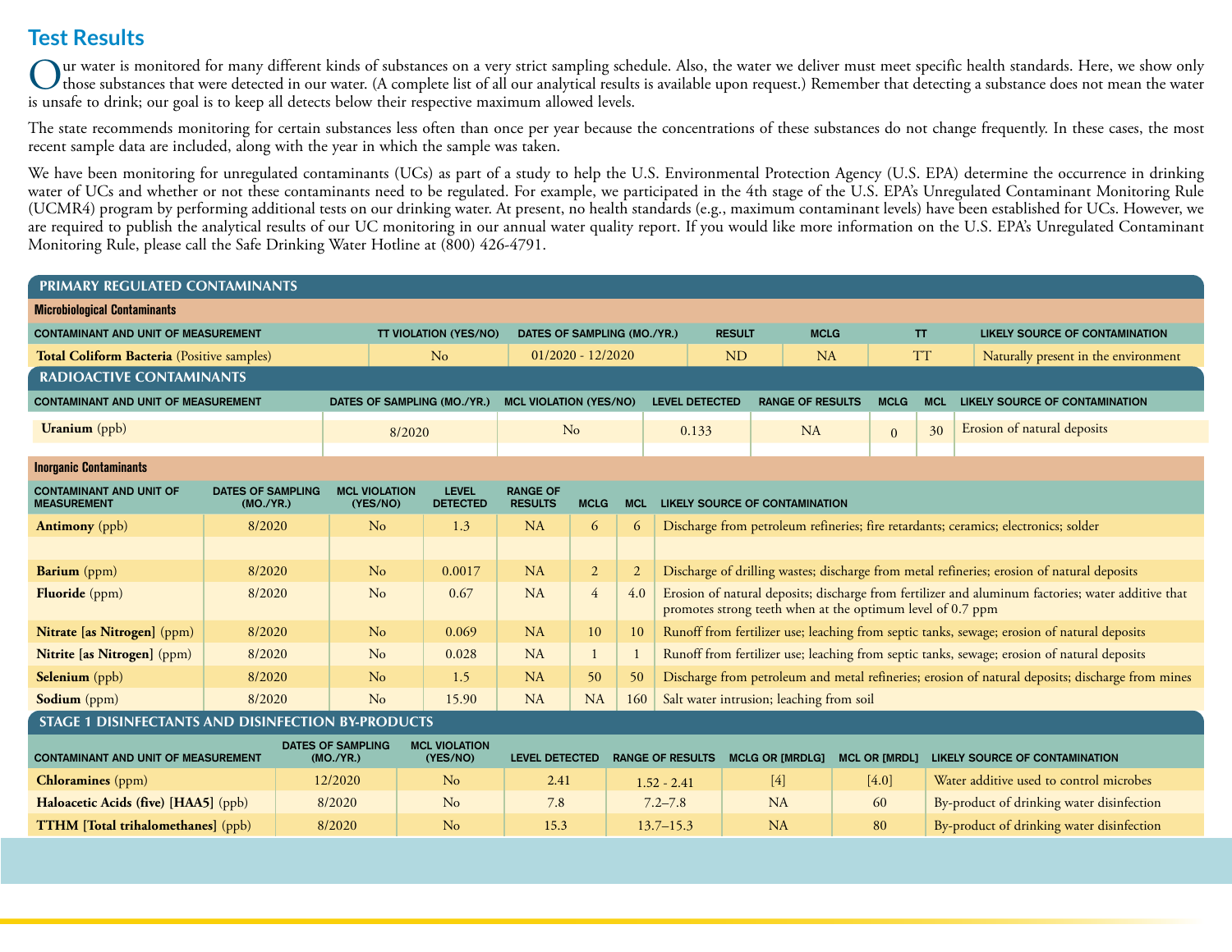## Test Results

Our water is monitored for many different kinds of substances on a very strict sampling schedule. Also, the water we deliver must meet specific health standards. Here, we show only those substances that were detected in our water. (A complete list of all our analytical results is available upon request.) Remember that detecting a substance does not mean the water is unsafe to drink; our goal is to keep all detects below their respective maximum allowed levels.

The state recommends monitoring for certain substances less often than once per year because the concentrations of these substances do not change frequently. In these cases, the most recent sample data are included, along with the year in which the sample was taken.

We have been monitoring for unregulated contaminants (UCs) as part of a study to help the U.S. Environmental Protection Agency (U.S. EPA) determine the occurrence in drinking water of UCs and whether or not these contaminants need to be regulated. For example, we participated in the 4th stage of the U.S. EPA's Unregulated Contaminant Monitoring Rule (UCMR4) program by performing additional tests on our drinking water. At present, no health standards (e.g., maximum contaminant levels) have been established for UCs. However, we are required to publish the analytical results of our UC monitoring in our annual water quality report. If you would like more information on the U.S. EPA's Unregulated Contaminant Monitoring Rule, please call the Safe Drinking Water Hotline at (800) 426-4791.

### PRIMARY REGULATED CONTAMINANTS

**Microbiological Contaminants**

| CONTAMINANT AND UNIT OF MEASUREMENT | TT VIOLATION (YES/NO) | DATES OF SAMPLING (MO./YR.) | RESULT | MCLG | TT | LIKELY SOURCE OF CONTAMINATION |
|---|---|---|---|---|---|---|
| **Total Coliform Bacteria** (Positive samples) | No | 01/2020 - 12/2020 | ND | NA | TT | Naturally present in the environment |

### RADIOACTIVE CONTAMINANTS

| CONTAMINANT AND UNIT OF MEASUREMENT | DATES OF SAMPLING (MO./YR.) | MCL VIOLATION (YES/NO) | LEVEL DETECTED | RANGE OF RESULTS | MCLG | MCL | LIKELY SOURCE OF CONTAMINATION |
|---|---|---|---|---|---|---|---|
| **Uranium** (ppb) | 8/2020 | No | 0.133 | NA | 0 | 30 | Erosion of natural deposits |

**Inorganic Contaminants**

| CONTAMINANT AND UNIT OF MEASUREMENT | DATES OF SAMPLING (MO./YR.) | MCL VIOLATION (YES/NO) | LEVEL DETECTED | RANGE OF RESULTS | MCLG | MCL | LIKELY SOURCE OF CONTAMINATION |
|---|---|---|---|---|---|---|---|
| **Antimony** (ppb) | 8/2020 | No | 1.3 | NA | 6 | 6 | Discharge from petroleum refineries; fire retardants; ceramics; electronics; solder |
| | | | | | | | |
| **Barium** (ppm) | 8/2020 | No | 0.0017 | NA | 2 | 2 | Discharge of drilling wastes; discharge from metal refineries; erosion of natural deposits |
| **Fluoride** (ppm) | 8/2020 | No | 0.67 | NA | 4 | 4.0 | Erosion of natural deposits; discharge from fertilizer and aluminum factories; water additive that promotes strong teeth when at the optimum level of 0.7 ppm |
| **Nitrate [as Nitrogen]** (ppm) | 8/2020 | No | 0.069 | NA | 10 | 10 | Runoff from fertilizer use; leaching from septic tanks, sewage; erosion of natural deposits |
| **Nitrite [as Nitrogen]** (ppm) | 8/2020 | No | 0.028 | NA | 1 | 1 | Runoff from fertilizer use; leaching from septic tanks, sewage; erosion of natural deposits |
| **Selenium** (ppb) | 8/2020 | No | 1.5 | NA | 50 | 50 | Discharge from petroleum and metal refineries; erosion of natural deposits; discharge from mines |
| **Sodium** (ppm) | 8/2020 | No | 15.90 | NA | NA | 160 | Salt water intrusion; leaching from soil |

### STAGE 1 DISINFECTANTS AND DISINFECTION BY-PRODUCTS

| CONTAMINANT AND UNIT OF MEASUREMENT | DATES OF SAMPLING (MO./YR.) | MCL VIOLATION (YES/NO) | LEVEL DETECTED | RANGE OF RESULTS | MCLG OR [MRDLG] | MCL OR [MRDL] | LIKELY SOURCE OF CONTAMINATION |
|---|---|---|---|---|---|---|---|
| **Chloramines** (ppm) | 12/2020 | No | 2.41 | 1.52 - 2.41 | [4] | [4.0] | Water additive used to control microbes |
| **Haloacetic Acids (five) [HAA5]** (ppb) | 8/2020 | No | 7.8 | 7.2–7.8 | NA | 60 | By-product of drinking water disinfection |
| **TTHM [Total trihalomethanes]** (ppb) | 8/2020 | No | 15.3 | 13.7–15.3 | NA | 80 | By-product of drinking water disinfection |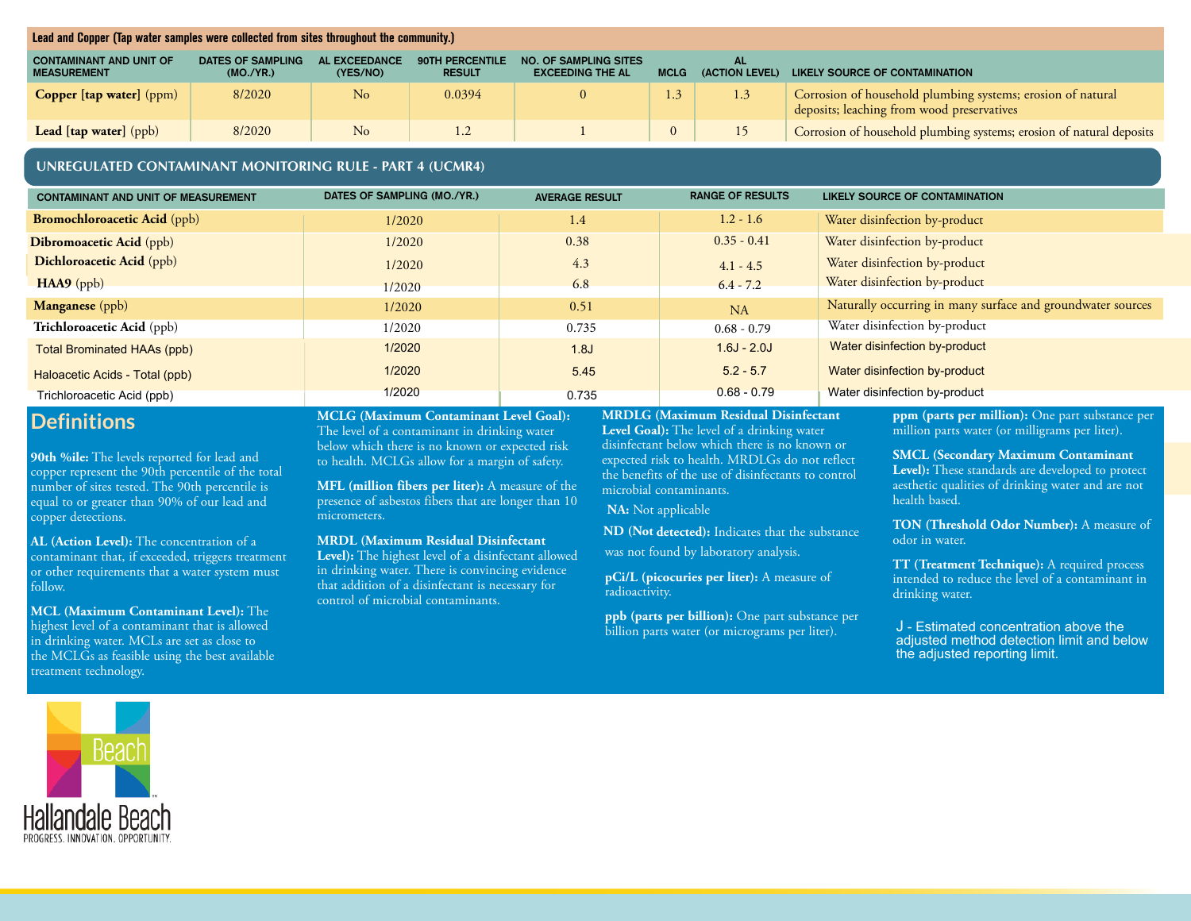| Lead and Copper (Tap water samples were collected from sites throughout the community.) | | | | | | | |
|---|---|---|---|---|---|---|---|
| CONTAMINANT AND UNIT OF MEASUREMENT | DATES OF SAMPLING (MO./YR.) | AL EXCEEDANCE (YES/NO) | 90TH PERCENTILE RESULT | NO. OF SAMPLING SITES EXCEEDING THE AL | MCLG | AL (ACTION LEVEL) | LIKELY SOURCE OF CONTAMINATION |
| **Copper [tap water]** (ppm) | 8/2020 | No | 0.0394 | 0 | 1.3 | 1.3 | Corrosion of household plumbing systems; erosion of natural deposits; leaching from wood preservatives |
| **Lead [tap water]** (ppb) | 8/2020 | No | 1.2 | 1 | 0 | 15 | Corrosion of household plumbing systems; erosion of natural deposits |

## UNREGULATED CONTAMINANT MONITORING RULE - PART 4 (UCMR4)

| CONTAMINANT AND UNIT OF MEASUREMENT | DATES OF SAMPLING (MO./YR.) | AVERAGE RESULT | RANGE OF RESULTS | LIKELY SOURCE OF CONTAMINATION |
|---|---|---|---|---|
| **Bromochloroacetic Acid** (ppb) | 1/2020 | 1.4 | 1.2 - 1.6 | Water disinfection by-product |
| **Dibromoacetic Acid** (ppb) | 1/2020 | 0.38 | 0.35 - 0.41 | Water disinfection by-product |
| **Dichloroacetic Acid** (ppb) | 1/2020 | 4.3 | 4.1 - 4.5 | Water disinfection by-product |
| **HAA9** (ppb) | 1/2020 | 6.8 | 6.4 - 7.2 | Water disinfection by-product |
| **Manganese** (ppb) | 1/2020 | 0.51 | NA | Naturally occurring in many surface and groundwater sources |
| **Trichloroacetic Acid** (ppb) | 1/2020 | 0.735 | 0.68 - 0.79 | Water disinfection by-product |
| Total Brominated HAAs (ppb) | 1/2020 | 1.8J | 1.6J - 2.0J | Water disinfection by-product |
| Haloacetic Acids - Total (ppb) | 1/2020 | 5.45 | 5.2 - 5.7 | Water disinfection by-product |
| Trichloroacetic Acid (ppb) | 1/2020 | 0.735 | 0.68 - 0.79 | Water disinfection by-product |

## Definitions

**90th %ile:** The levels reported for lead and copper represent the 90th percentile of the total number of sites tested. The 90th percentile is equal to or greater than 90% of our lead and copper detections.

**AL (Action Level):** The concentration of a contaminant that, if exceeded, triggers treatment or other requirements that a water system must follow.

**MCL (Maximum Contaminant Level):** The highest level of a contaminant that is allowed in drinking water. MCLs are set as close to the MCLGs as feasible using the best available treatment technology.

**MCLG (Maximum Contaminant Level Goal):** The level of a contaminant in drinking water below which there is no known or expected risk to health. MCLGs allow for a margin of safety.

**MFL (million fibers per liter):** A measure of the presence of asbestos fibers that are longer than 10 micrometers.

**MRDL (Maximum Residual Disinfectant Level):** The highest level of a disinfectant allowed in drinking water. There is convincing evidence that addition of a disinfectant is necessary for control of microbial contaminants.

**MRDLG (Maximum Residual Disinfectant Level Goal):** The level of a drinking water disinfectant below which there is no known or expected risk to health. MRDLGs do not reflect the benefits of the use of disinfectants to control microbial contaminants.

**NA:** Not applicable

**ND (Not detected):** Indicates that the substance was not found by laboratory analysis.

**pCi/L (picocuries per liter):** A measure of radioactivity.

**ppb (parts per billion):** One part substance per billion parts water (or micrograms per liter).

**ppm (parts per million):** One part substance per million parts water (or milligrams per liter).

**SMCL (Secondary Maximum Contaminant Level):** These standards are developed to protect aesthetic qualities of drinking water and are not health based.

**TON (Threshold Odor Number):** A measure of odor in water.

**TT (Treatment Technique):** A required process intended to reduce the level of a contaminant in drinking water.

J - Estimated concentration above the adjusted method detection limit and below the adjusted reporting limit.

Beach

Hallandale Beach

PROGRESS. INNOVATION. OPPORTUNITY.